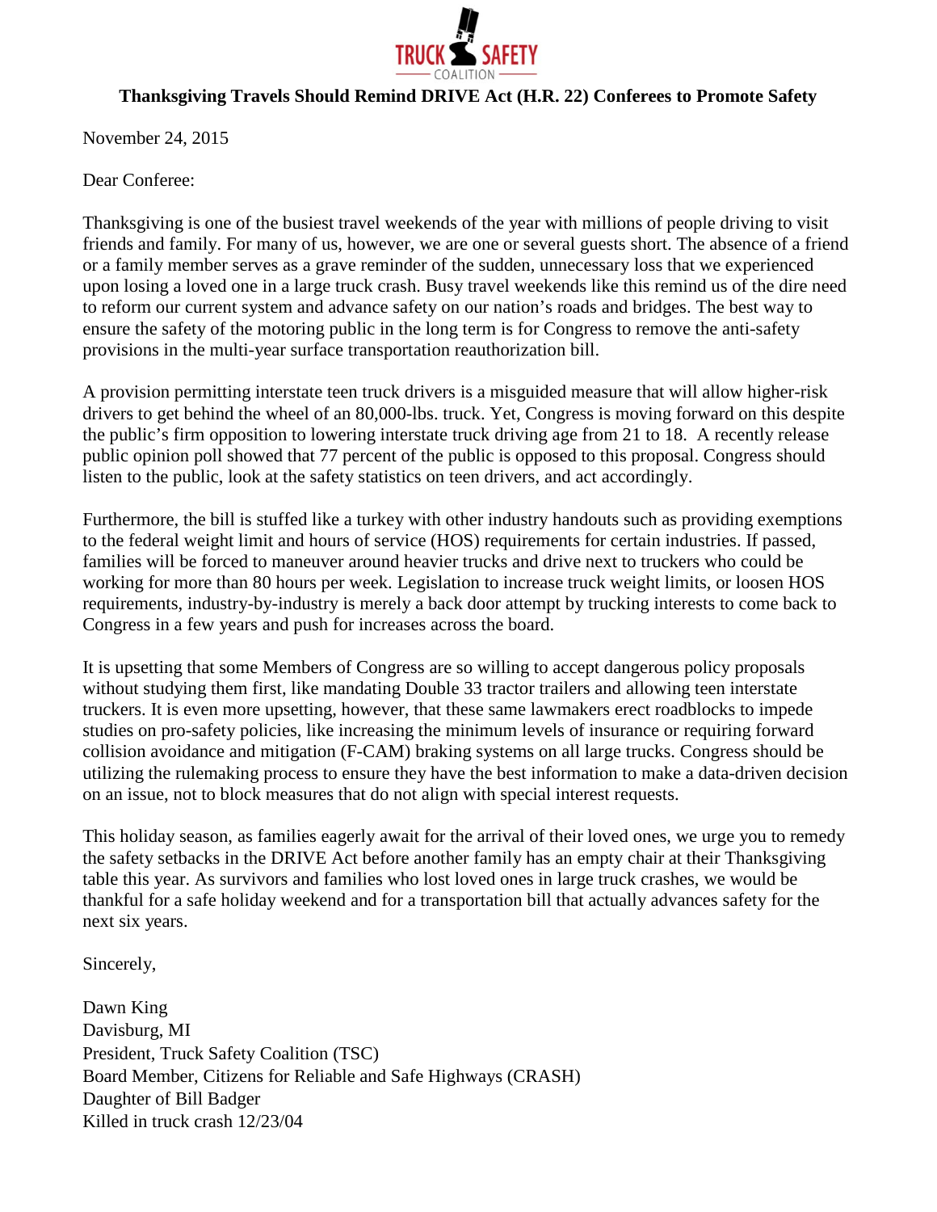**TRUCK SAFETY COALITION**

# Thanksgiving Travels Should Remind DRIVE Act (H.R. 22) Conferees to Promote Safety

November 24, 2015

Dear Conferee:

Thanksgiving is one of the busiest travel weekends of the year with millions of people driving to visit friends and family. For many of us, however, we are one or several guests short. The absence of a friend or a family member serves as a grave reminder of the sudden, unnecessary loss that we experienced upon losing a loved one in a large truck crash. Busy travel weekends like this remind us of the dire need to reform our current system and advance safety on our nation's roads and bridges. The best way to ensure the safety of the motoring public in the long term is for Congress to remove the anti-safety provisions in the multi-year surface transportation reauthorization bill.

A provision permitting interstate teen truck drivers is a misguided measure that will allow higher-risk drivers to get behind the wheel of an 80,000-lbs. truck. Yet, Congress is moving forward on this despite the public's firm opposition to lowering interstate truck driving age from 21 to 18. A recently release public opinion poll showed that 77 percent of the public is opposed to this proposal. Congress should listen to the public, look at the safety statistics on teen drivers, and act accordingly.

Furthermore, the bill is stuffed like a turkey with other industry handouts such as providing exemptions to the federal weight limit and hours of service (HOS) requirements for certain industries. If passed, families will be forced to maneuver around heavier trucks and drive next to truckers who could be working for more than 80 hours per week. Legislation to increase truck weight limits, or loosen HOS requirements, industry-by-industry is merely a back door attempt by trucking interests to come back to Congress in a few years and push for increases across the board.

It is upsetting that some Members of Congress are so willing to accept dangerous policy proposals without studying them first, like mandating Double 33 tractor trailers and allowing teen interstate truckers. It is even more upsetting, however, that these same lawmakers erect roadblocks to impede studies on pro-safety policies, like increasing the minimum levels of insurance or requiring forward collision avoidance and mitigation (F-CAM) braking systems on all large trucks. Congress should be utilizing the rulemaking process to ensure they have the best information to make a data-driven decision on an issue, not to block measures that do not align with special interest requests.

This holiday season, as families eagerly await for the arrival of their loved ones, we urge you to remedy the safety setbacks in the DRIVE Act before another family has an empty chair at their Thanksgiving table this year. As survivors and families who lost loved ones in large truck crashes, we would be thankful for a safe holiday weekend and for a transportation bill that actually advances safety for the next six years.

Sincerely,

Dawn King
Davisburg, MI
President, Truck Safety Coalition (TSC)
Board Member, Citizens for Reliable and Safe Highways (CRASH)
Daughter of Bill Badger
Killed in truck crash 12/23/04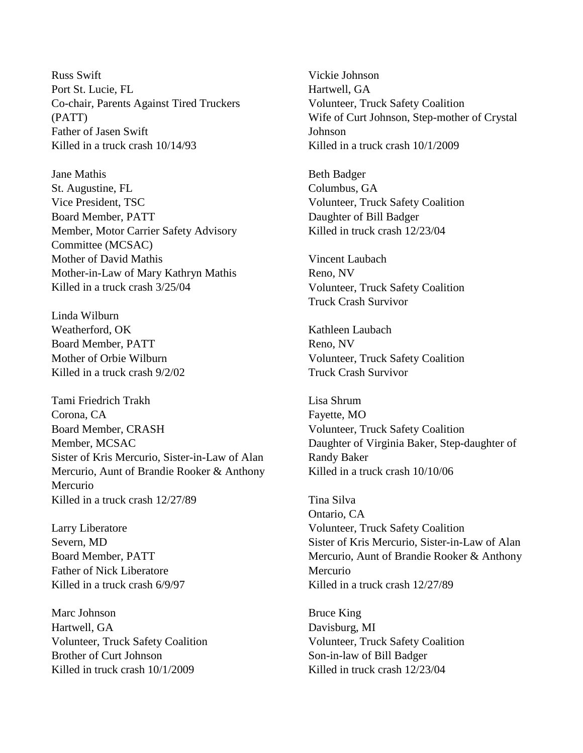Russ Swift
Port St. Lucie, FL
Co-chair, Parents Against Tired Truckers (PATT)
Father of Jasen Swift
Killed in a truck crash 10/14/93

Jane Mathis
St. Augustine, FL
Vice President, TSC
Board Member, PATT
Member, Motor Carrier Safety Advisory Committee (MCSAC)
Mother of David Mathis
Mother-in-Law of Mary Kathryn Mathis
Killed in a truck crash 3/25/04

Linda Wilburn
Weatherford, OK
Board Member, PATT
Mother of Orbie Wilburn
Killed in a truck crash 9/2/02

Tami Friedrich Trakh
Corona, CA
Board Member, CRASH
Member, MCSAC
Sister of Kris Mercurio, Sister-in-Law of Alan Mercurio, Aunt of Brandie Rooker & Anthony Mercurio
Killed in a truck crash 12/27/89

Larry Liberatore
Severn, MD
Board Member, PATT
Father of Nick Liberatore
Killed in a truck crash 6/9/97

Marc Johnson
Hartwell, GA
Volunteer, Truck Safety Coalition
Brother of Curt Johnson
Killed in truck crash 10/1/2009

Vickie Johnson
Hartwell, GA
Volunteer, Truck Safety Coalition
Wife of Curt Johnson, Step-mother of Crystal Johnson
Killed in a truck crash 10/1/2009

Beth Badger
Columbus, GA
Volunteer, Truck Safety Coalition
Daughter of Bill Badger
Killed in truck crash 12/23/04

Vincent Laubach
Reno, NV
Volunteer, Truck Safety Coalition
Truck Crash Survivor

Kathleen Laubach
Reno, NV
Volunteer, Truck Safety Coalition
Truck Crash Survivor

Lisa Shrum
Fayette, MO
Volunteer, Truck Safety Coalition
Daughter of Virginia Baker, Step-daughter of Randy Baker
Killed in a truck crash 10/10/06

Tina Silva
Ontario, CA
Volunteer, Truck Safety Coalition
Sister of Kris Mercurio, Sister-in-Law of Alan Mercurio, Aunt of Brandie Rooker & Anthony Mercurio
Killed in a truck crash 12/27/89

Bruce King
Davisburg, MI
Volunteer, Truck Safety Coalition
Son-in-law of Bill Badger
Killed in truck crash 12/23/04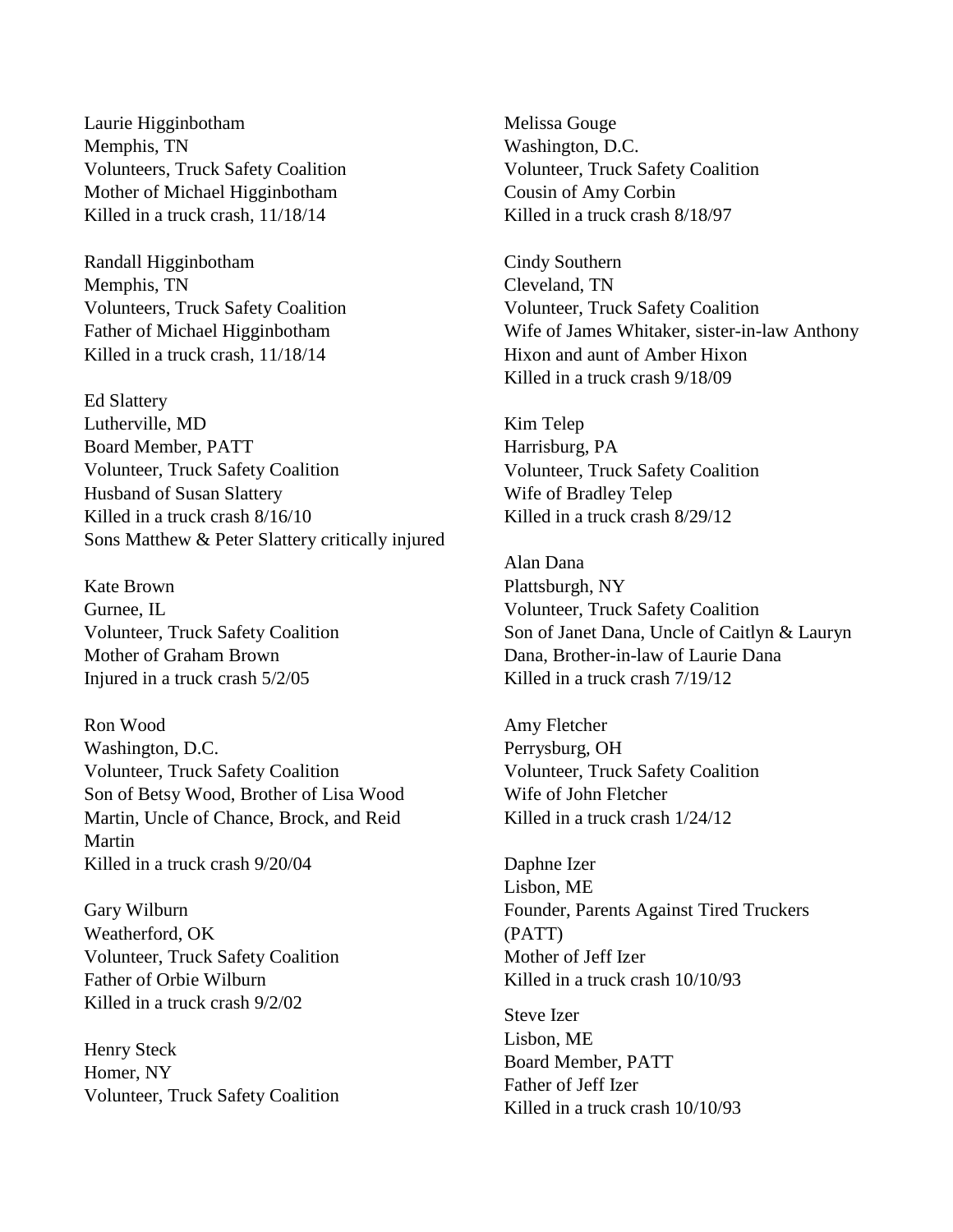Laurie Higginbotham
Memphis, TN
Volunteers, Truck Safety Coalition
Mother of Michael Higginbotham
Killed in a truck crash, 11/18/14

Randall Higginbotham
Memphis, TN
Volunteers, Truck Safety Coalition
Father of Michael Higginbotham
Killed in a truck crash, 11/18/14

Ed Slattery
Lutherville, MD
Board Member, PATT
Volunteer, Truck Safety Coalition
Husband of Susan Slattery
Killed in a truck crash 8/16/10
Sons Matthew & Peter Slattery critically injured

Kate Brown
Gurnee, IL
Volunteer, Truck Safety Coalition
Mother of Graham Brown
Injured in a truck crash 5/2/05

Ron Wood
Washington, D.C.
Volunteer, Truck Safety Coalition
Son of Betsy Wood, Brother of Lisa Wood Martin, Uncle of Chance, Brock, and Reid Martin
Killed in a truck crash 9/20/04

Gary Wilburn
Weatherford, OK
Volunteer, Truck Safety Coalition
Father of Orbie Wilburn
Killed in a truck crash 9/2/02

Henry Steck
Homer, NY
Volunteer, Truck Safety Coalition

Melissa Gouge
Washington, D.C.
Volunteer, Truck Safety Coalition
Cousin of Amy Corbin
Killed in a truck crash 8/18/97

Cindy Southern
Cleveland, TN
Volunteer, Truck Safety Coalition
Wife of James Whitaker, sister-in-law Anthony Hixon and aunt of Amber Hixon
Killed in a truck crash 9/18/09

Kim Telep
Harrisburg, PA
Volunteer, Truck Safety Coalition
Wife of Bradley Telep
Killed in a truck crash 8/29/12

Alan Dana
Plattsburgh, NY
Volunteer, Truck Safety Coalition
Son of Janet Dana, Uncle of Caitlyn & Lauryn Dana, Brother-in-law of Laurie Dana
Killed in a truck crash 7/19/12

Amy Fletcher
Perrysburg, OH
Volunteer, Truck Safety Coalition
Wife of John Fletcher
Killed in a truck crash 1/24/12

Daphne Izer
Lisbon, ME
Founder, Parents Against Tired Truckers (PATT)
Mother of Jeff Izer
Killed in a truck crash 10/10/93

Steve Izer
Lisbon, ME
Board Member, PATT
Father of Jeff Izer
Killed in a truck crash 10/10/93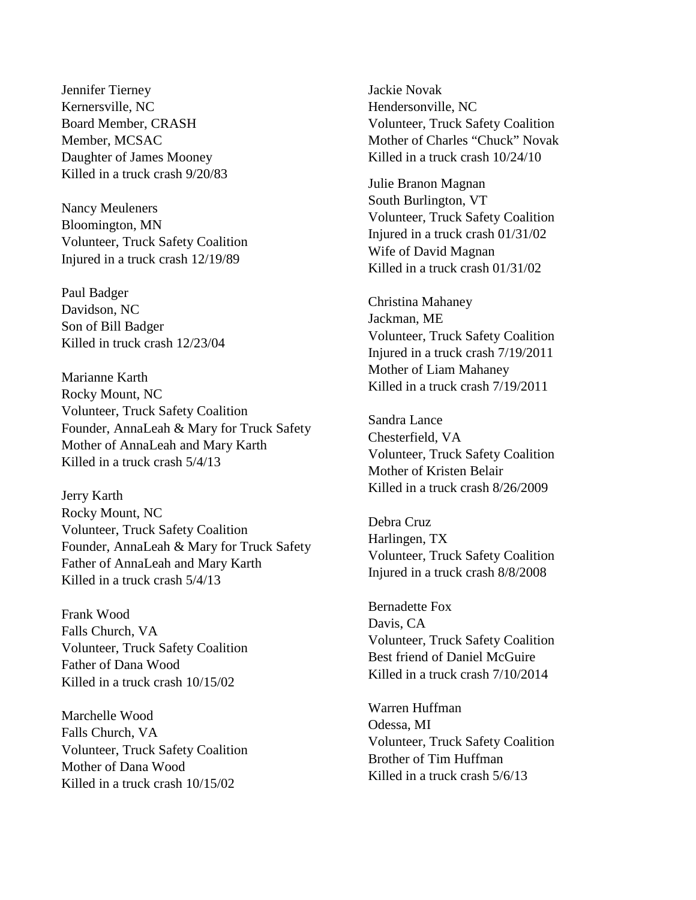Jennifer Tierney
Kernersville, NC
Board Member, CRASH
Member, MCSAC
Daughter of James Mooney
Killed in a truck crash 9/20/83

Nancy Meuleners
Bloomington, MN
Volunteer, Truck Safety Coalition
Injured in a truck crash 12/19/89

Paul Badger
Davidson, NC
Son of Bill Badger
Killed in truck crash 12/23/04

Marianne Karth
Rocky Mount, NC
Volunteer, Truck Safety Coalition
Founder, AnnaLeah & Mary for Truck Safety
Mother of AnnaLeah and Mary Karth
Killed in a truck crash 5/4/13

Jerry Karth
Rocky Mount, NC
Volunteer, Truck Safety Coalition
Founder, AnnaLeah & Mary for Truck Safety
Father of AnnaLeah and Mary Karth
Killed in a truck crash 5/4/13

Frank Wood
Falls Church, VA
Volunteer, Truck Safety Coalition
Father of Dana Wood
Killed in a truck crash 10/15/02

Marchelle Wood
Falls Church, VA
Volunteer, Truck Safety Coalition
Mother of Dana Wood
Killed in a truck crash 10/15/02

Jackie Novak
Hendersonville, NC
Volunteer, Truck Safety Coalition
Mother of Charles “Chuck” Novak
Killed in a truck crash 10/24/10

Julie Branon Magnan
South Burlington, VT
Volunteer, Truck Safety Coalition
Injured in a truck crash 01/31/02
Wife of David Magnan
Killed in a truck crash 01/31/02

Christina Mahaney
Jackman, ME
Volunteer, Truck Safety Coalition
Injured in a truck crash 7/19/2011
Mother of Liam Mahaney
Killed in a truck crash 7/19/2011

Sandra Lance
Chesterfield, VA
Volunteer, Truck Safety Coalition
Mother of Kristen Belair
Killed in a truck crash 8/26/2009

Debra Cruz
Harlingen, TX
Volunteer, Truck Safety Coalition
Injured in a truck crash 8/8/2008

Bernadette Fox
Davis, CA
Volunteer, Truck Safety Coalition
Best friend of Daniel McGuire
Killed in a truck crash 7/10/2014

Warren Huffman
Odessa, MI
Volunteer, Truck Safety Coalition
Brother of Tim Huffman
Killed in a truck crash 5/6/13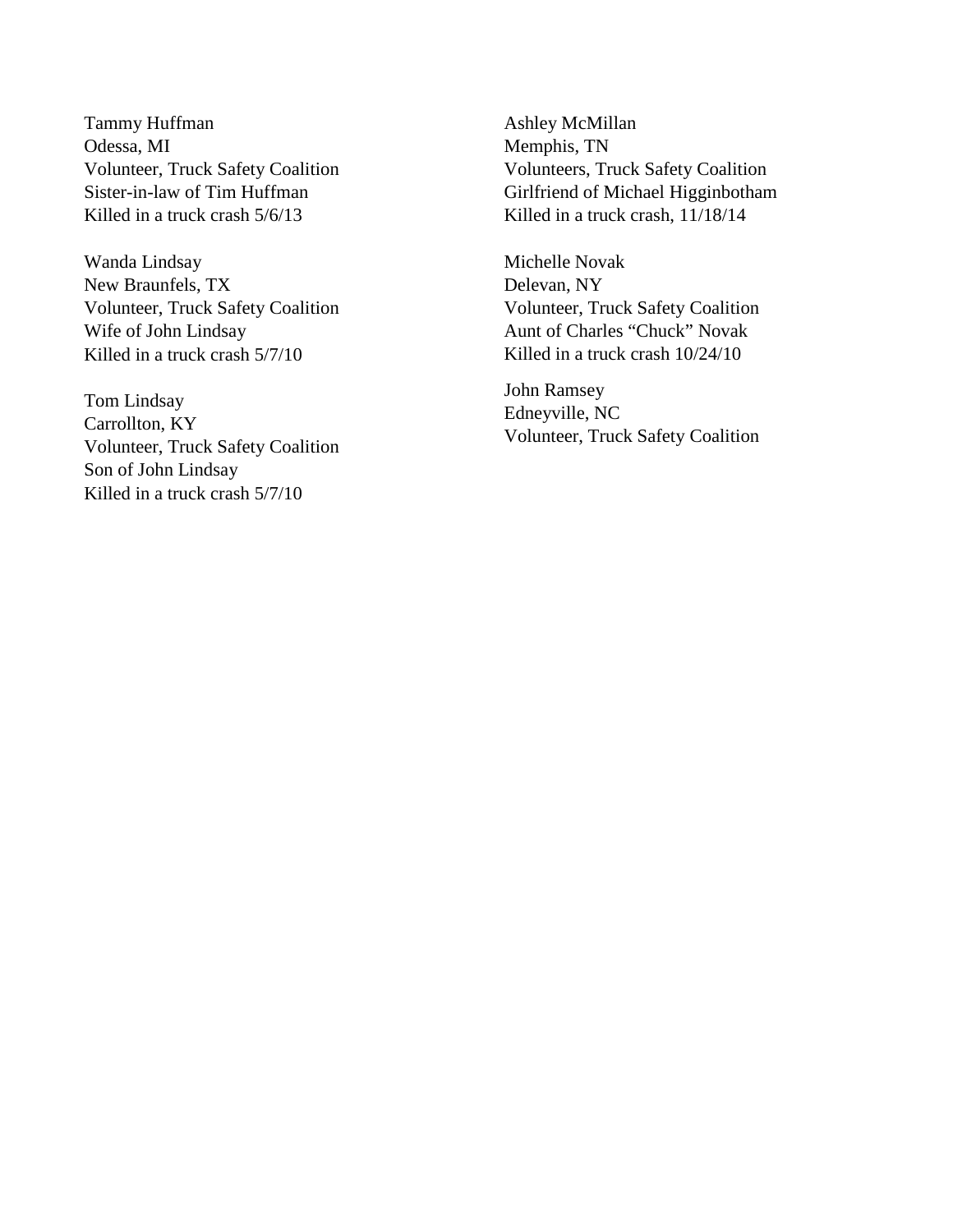Tammy Huffman
Odessa, MI
Volunteer, Truck Safety Coalition
Sister-in-law of Tim Huffman
Killed in a truck crash 5/6/13

Wanda Lindsay
New Braunfels, TX
Volunteer, Truck Safety Coalition
Wife of John Lindsay
Killed in a truck crash 5/7/10

Tom Lindsay
Carrollton, KY
Volunteer, Truck Safety Coalition
Son of John Lindsay
Killed in a truck crash 5/7/10

Ashley McMillan
Memphis, TN
Volunteers, Truck Safety Coalition
Girlfriend of Michael Higginbotham
Killed in a truck crash, 11/18/14

Michelle Novak
Delevan, NY
Volunteer, Truck Safety Coalition
Aunt of Charles "Chuck" Novak
Killed in a truck crash 10/24/10

John Ramsey
Edneyville, NC
Volunteer, Truck Safety Coalition